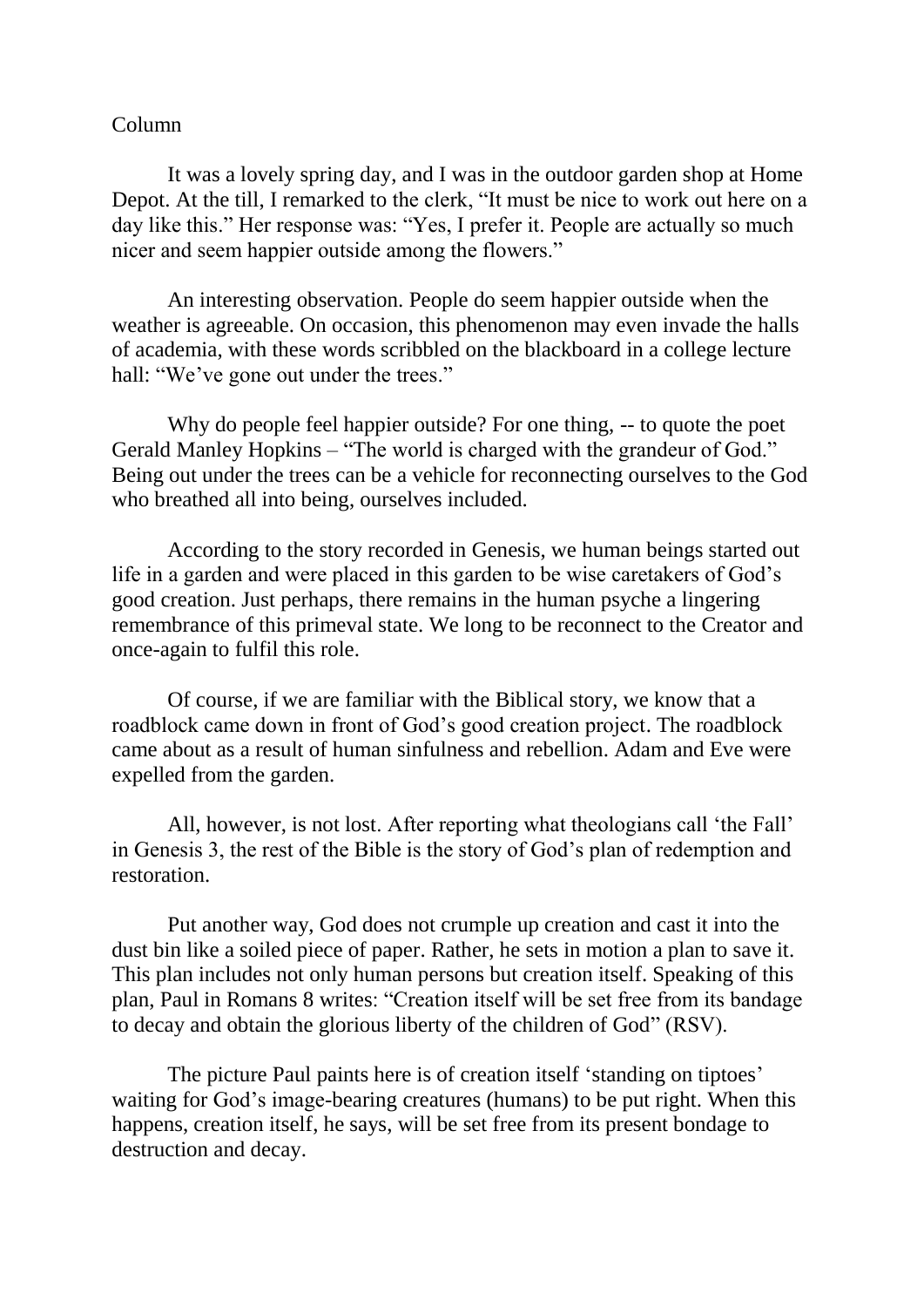Column

It was a lovely spring day, and I was in the outdoor garden shop at Home Depot. At the till, I remarked to the clerk, "It must be nice to work out here on a day like this." Her response was: "Yes, I prefer it. People are actually so much nicer and seem happier outside among the flowers."

An interesting observation. People do seem happier outside when the weather is agreeable. On occasion, this phenomenon may even invade the halls of academia, with these words scribbled on the blackboard in a college lecture hall: "We've gone out under the trees."

Why do people feel happier outside? For one thing, -- to quote the poet Gerald Manley Hopkins – "The world is charged with the grandeur of God." Being out under the trees can be a vehicle for reconnecting ourselves to the God who breathed all into being, ourselves included.

According to the story recorded in Genesis, we human beings started out life in a garden and were placed in this garden to be wise caretakers of God's good creation. Just perhaps, there remains in the human psyche a lingering remembrance of this primeval state. We long to be reconnect to the Creator and once-again to fulfil this role.

Of course, if we are familiar with the Biblical story, we know that a roadblock came down in front of God's good creation project. The roadblock came about as a result of human sinfulness and rebellion. Adam and Eve were expelled from the garden.

All, however, is not lost. After reporting what theologians call 'the Fall' in Genesis 3, the rest of the Bible is the story of God's plan of redemption and restoration.

Put another way, God does not crumple up creation and cast it into the dust bin like a soiled piece of paper. Rather, he sets in motion a plan to save it. This plan includes not only human persons but creation itself. Speaking of this plan, Paul in Romans 8 writes: "Creation itself will be set free from its bandage to decay and obtain the glorious liberty of the children of God" (RSV).

The picture Paul paints here is of creation itself 'standing on tiptoes' waiting for God's image-bearing creatures (humans) to be put right. When this happens, creation itself, he says, will be set free from its present bondage to destruction and decay.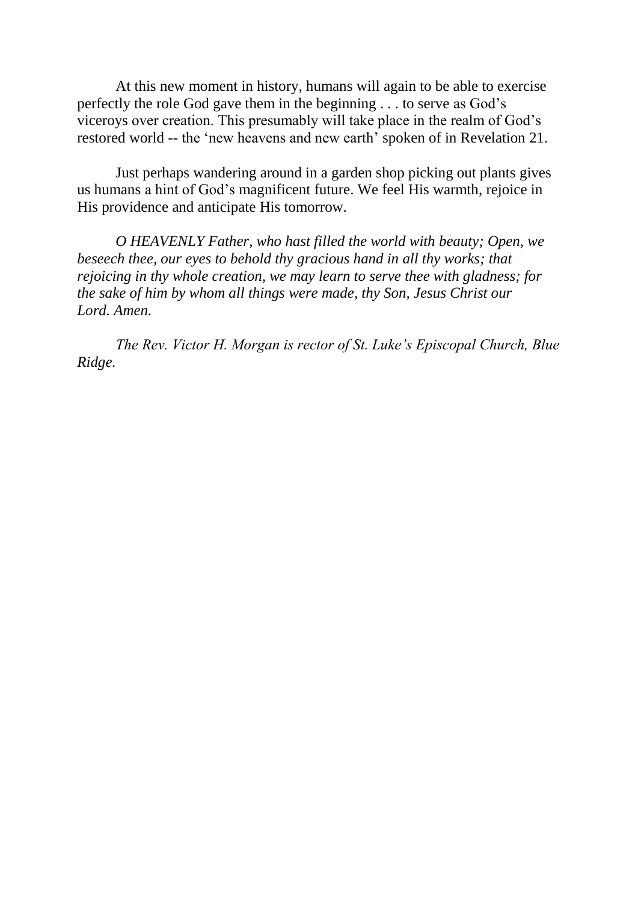At this new moment in history, humans will again to be able to exercise perfectly the role God gave them in the beginning . . . to serve as God's viceroys over creation. This presumably will take place in the realm of God's restored world -- the 'new heavens and new earth' spoken of in Revelation 21.

Just perhaps wandering around in a garden shop picking out plants gives us humans a hint of God's magnificent future. We feel His warmth, rejoice in His providence and anticipate His tomorrow.

*O HEAVENLY Father, who hast filled the world with beauty; Open, we beseech thee, our eyes to behold thy gracious hand in all thy works; that rejoicing in thy whole creation, we may learn to serve thee with gladness; for the sake of him by whom all things were made, thy Son, Jesus Christ our Lord. Amen.*

*The Rev. Victor H. Morgan is rector of St. Luke's Episcopal Church, Blue Ridge.*